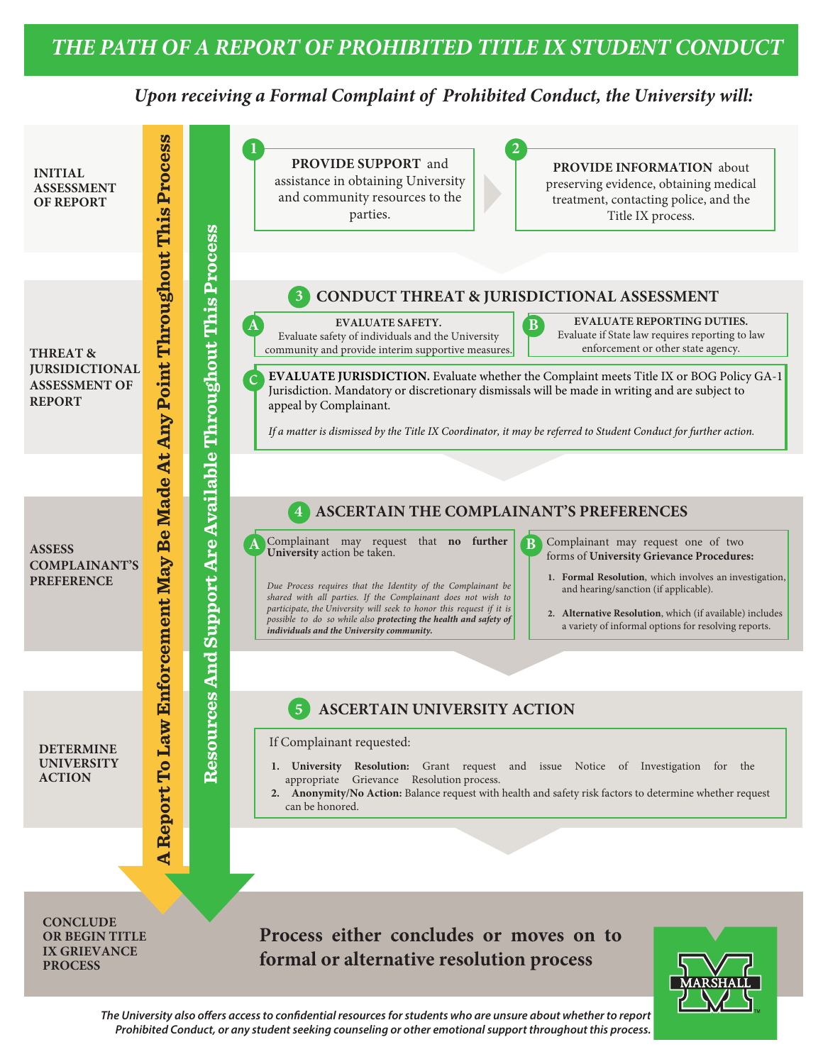# THE PATH OF A REPORT OF PROHIBITED TITLE IX STUDENT CONDUCT

***Upon receiving a Formal Complaint of Prohibited Conduct, the University will:***

**A Report To Law Enforcement May Be Made At Any Point Throughout This Process**

**Resources And Support Are Available Throughout This Process**

## INITIAL ASSESSMENT OF REPORT

**1** **PROVIDE SUPPORT** and assistance in obtaining University and community resources to the parties.

**2** **PROVIDE INFORMATION** about preserving evidence, obtaining medical treatment, contacting police, and the Title IX process.

## THREAT & JURSIDICTIONAL ASSESSMENT OF REPORT

### 3 CONDUCT THREAT & JURISDICTIONAL ASSESSMENT

**A** **EVALUATE SAFETY.** Evaluate safety of individuals and the University community and provide interim supportive measures.

**B** **EVALUATE REPORTING DUTIES.** Evaluate if State law requires reporting to law enforcement or other state agency.

**C** **EVALUATE JURISDICTION.** Evaluate whether the Complaint meets Title IX or BOG Policy GA-1 Jurisdiction. Mandatory or discretionary dismissals will be made in writing and are subject to appeal by Complainant.

*If a matter is dismissed by the Title IX Coordinator, it may be referred to Student Conduct for further action.*

## ASSESS COMPLAINANT'S PREFERENCE

### 4 ASCERTAIN THE COMPLAINANT'S PREFERENCES

**A** Complainant may request that **no further University** action be taken.

*Due Process requires that the Identity of the Complainant be shared with all parties. If the Complainant does not wish to participate, the University will seek to honor this request if it is possible to do so while also **protecting the health and safety of individuals and the University community.***

**B** Complainant may request one of two forms of **University Grievance Procedures:**

1. **Formal Resolution**, which involves an investigation, and hearing/sanction (if applicable).
2. **Alternative Resolution**, which (if available) includes a variety of informal options for resolving reports.

## DETERMINE UNIVERSITY ACTION

### 5 ASCERTAIN UNIVERSITY ACTION

If Complainant requested:

1. **University Resolution:** Grant request and issue Notice of Investigation for the appropriate Grievance Resolution process.
2. **Anonymity/No Action:** Balance request with health and safety risk factors to determine whether request can be honored.

## CONCLUDE OR BEGIN TITLE IX GRIEVANCE PROCESS

**Process either concludes or moves on to formal or alternative resolution process**

MARSHALL

***The University also offers access to confidential resources for students who are unsure about whether to report Prohibited Conduct, or any student seeking counseling or other emotional support throughout this process.***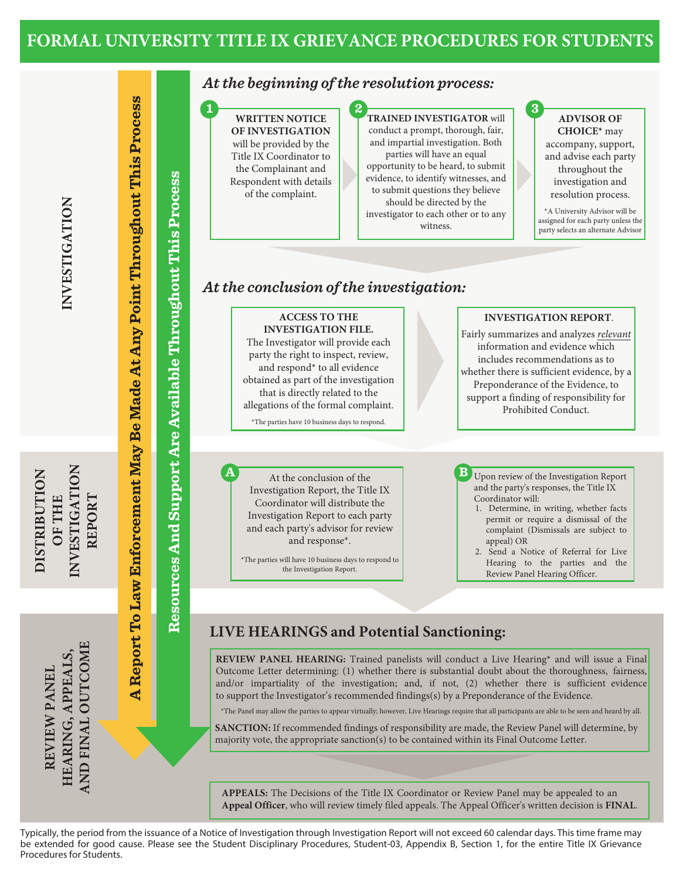# FORMAL UNIVERSITY TITLE IX GRIEVANCE PROCEDURES FOR STUDENTS

**A Report To Law Enforcement May Be Made At Any Point Throughout This Process**

**Resources And Support Are Available Throughout This Process**

## INVESTIGATION

### *At the beginning of the resolution process:*

**1** **WRITTEN NOTICE OF INVESTIGATION** will be provided by the Title IX Coordinator to the Complainant and Respondent with details of the complaint.

**2** **TRAINED INVESTIGATOR** will conduct a prompt, thorough, fair, and impartial investigation. Both parties will have an equal opportunity to be heard, to submit evidence, to identify witnesses, and to submit questions they believe should be directed by the investigator to each other or to any witness.

**3** **ADVISOR OF CHOICE*** may accompany, support, and advise each party throughout the investigation and resolution process.

*A University Advisor will be assigned for each party unless the party selects an alternate Advisor

### *At the conclusion of the investigation:*

**ACCESS TO THE INVESTIGATION FILE.**
The Investigator will provide each party the right to inspect, review, and respond* to all evidence obtained as part of the investigation that is directly related to the allegations of the formal complaint.

*The parties have 10 business days to respond.

**INVESTIGATION REPORT**.
Fairly summarizes and analyzes *relevant* information and evidence which includes recommendations as to whether there is sufficient evidence, by a Preponderance of the Evidence, to support a finding of responsibility for Prohibited Conduct.

## DISTRIBUTION OF THE INVESTIGATION REPORT

**A** At the conclusion of the Investigation Report, the Title IX Coordinator will distribute the Investigation Report to each party and each party's advisor for review and response*.

*The parties will have 10 business days to respond to the Investigation Report.

**B** Upon review of the Investigation Report and the party's responses, the Title IX Coordinator will:

1. Determine, in writing, whether facts permit or require a dismissal of the complaint (Dismissals are subject to appeal) OR
2. Send a Notice of Referral for Live Hearing to the parties and the Review Panel Hearing Officer.

## REVIEW PANEL HEARING, APPEALS, AND FINAL OUTCOME

### LIVE HEARINGS and Potential Sanctioning:

**REVIEW PANEL HEARING:** Trained panelists will conduct a Live Hearing* and will issue a Final Outcome Letter determining: (1) whether there is substantial doubt about the thoroughness, fairness, and/or impartiality of the investigation; and, if not, (2) whether there is sufficient evidence to support the Investigator's recommended findings(s) by a Preponderance of the Evidence.

*The Panel may allow the parties to appear virtually; however, Live Hearings require that all participants are able to be seen and heard by all.

**SANCTION:** If recommended findings of responsibility are made, the Review Panel will determine, by majority vote, the appropriate sanction(s) to be contained within its Final Outcome Letter.

**APPEALS:** The Decisions of the Title IX Coordinator or Review Panel may be appealed to an **Appeal Officer**, who will review timely filed appeals. The Appeal Officer's written decision is **FINAL**.

Typically, the period from the issuance of a Notice of Investigation through Investigation Report will not exceed 60 calendar days. This time frame may be extended for good cause. Please see the Student Disciplinary Procedures, Student-03, Appendix B, Section 1, for the entire Title IX Grievance Procedures for Students.